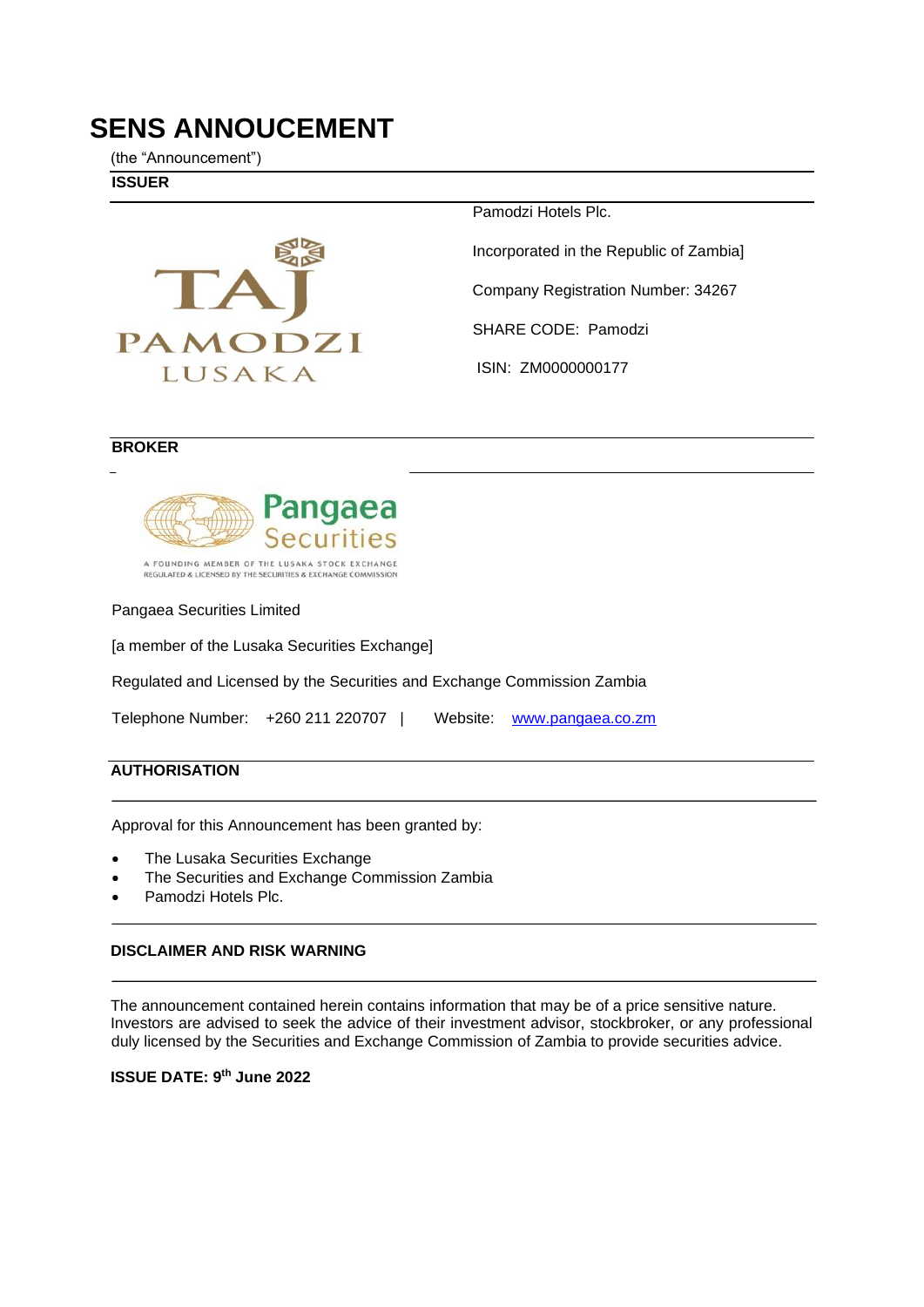# SENS ANNOUCEMENT

(the "Announcement")

**ISSUER**

Pamodzi Hotels Plc.

Incorporated in the Republic of Zambia]

Company Registration Number: 34267

SHARE CODE: Pamodzi

ISIN: ZM0000000177

**BROKER**

Pangaea Securities Limited

[a member of the Lusaka Securities Exchange]

Regulated and Licensed by the Securities and Exchange Commission Zambia

Telephone Number: +260 211 220707 | Website: www.pangaea.co.zm

**AUTHORISATION**

Approval for this Announcement has been granted by:

- The Lusaka Securities Exchange
- The Securities and Exchange Commission Zambia
- Pamodzi Hotels Plc.

**DISCLAIMER AND RISK WARNING**

The announcement contained herein contains information that may be of a price sensitive nature. Investors are advised to seek the advice of their investment advisor, stockbroker, or any professional duly licensed by the Securities and Exchange Commission of Zambia to provide securities advice.

**ISSUE DATE: 9th June 2022**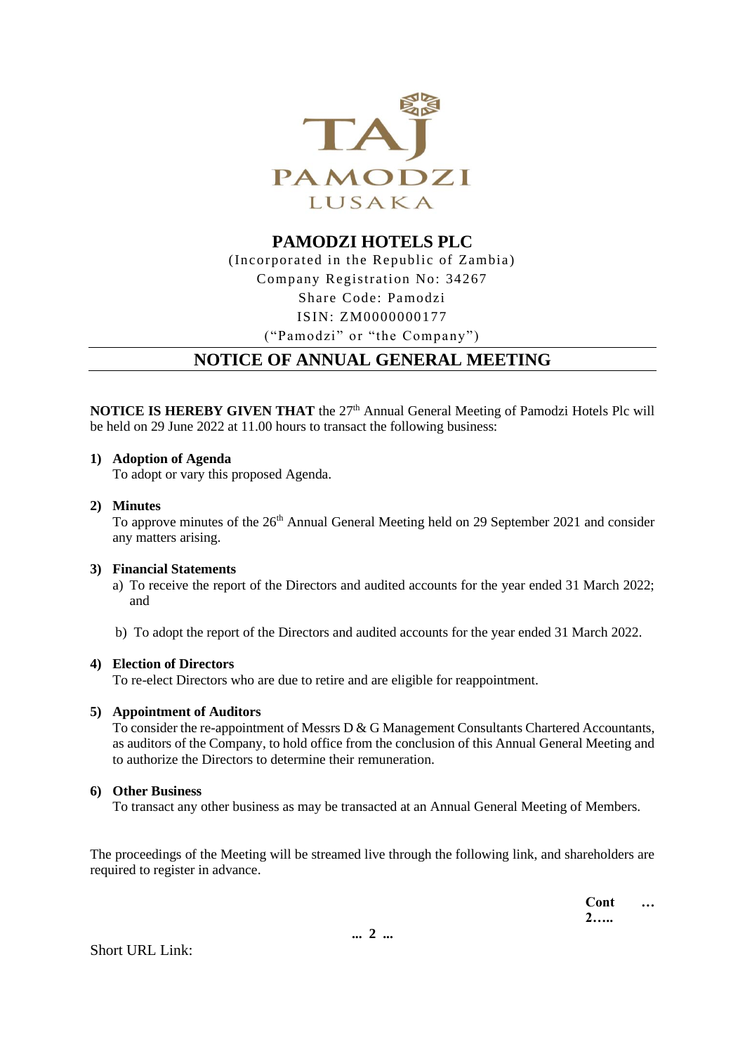TAJ PAMODZI LUSAKA

# PAMODZI HOTELS PLC

(Incorporated in the Republic of Zambia)
Company Registration No: 34267
Share Code: Pamodzi
ISIN: ZM0000000177
("Pamodzi" or "the Company")

## NOTICE OF ANNUAL GENERAL MEETING

**NOTICE IS HEREBY GIVEN THAT** the 27th Annual General Meeting of Pamodzi Hotels Plc will be held on 29 June 2022 at 11.00 hours to transact the following business:

1) **Adoption of Agenda**
   To adopt or vary this proposed Agenda.

2) **Minutes**
   To approve minutes of the 26th Annual General Meeting held on 29 September 2021 and consider any matters arising.

3) **Financial Statements**
   a) To receive the report of the Directors and audited accounts for the year ended 31 March 2022; and

   b) To adopt the report of the Directors and audited accounts for the year ended 31 March 2022.

4) **Election of Directors**
   To re-elect Directors who are due to retire and are eligible for reappointment.

5) **Appointment of Auditors**
   To consider the re-appointment of Messrs D & G Management Consultants Chartered Accountants, as auditors of the Company, to hold office from the conclusion of this Annual General Meeting and to authorize the Directors to determine their remuneration.

6) **Other Business**
   To transact any other business as may be transacted at an Annual General Meeting of Members.

The proceedings of the Meeting will be streamed live through the following link, and shareholders are required to register in advance.

**Cont … 2…..**

Short URL Link: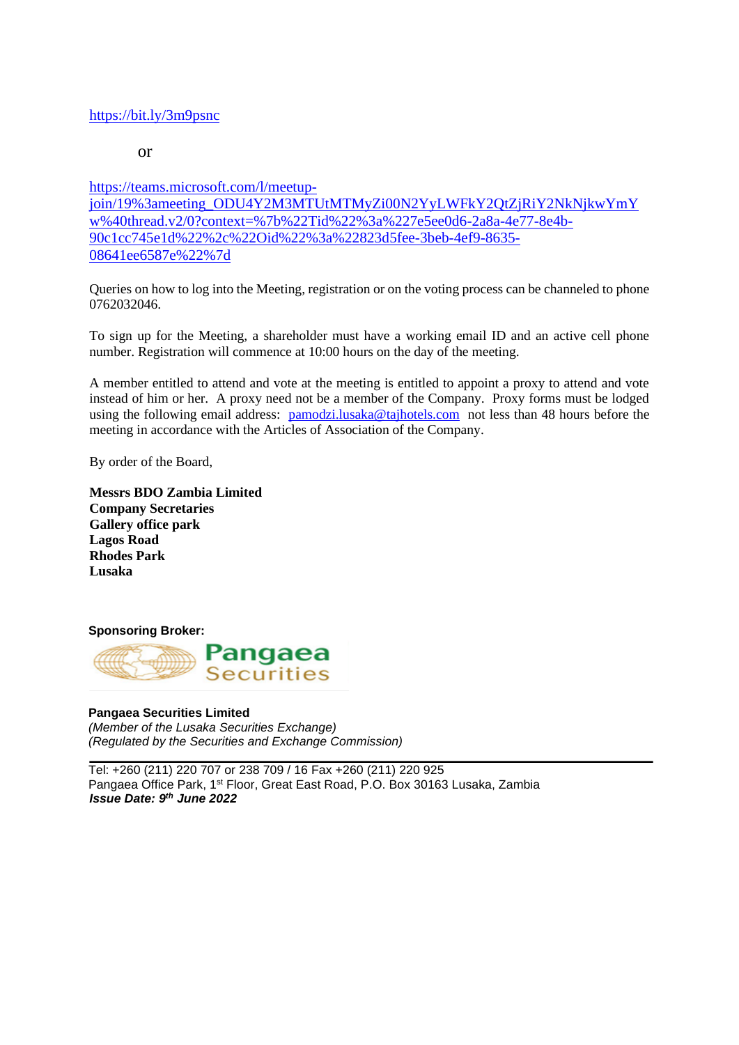https://bit.ly/3m9psnc

or

https://teams.microsoft.com/l/meetup-join/19%3ameeting_ODU4Y2M3MTUtMTMyZi00N2YyLWFkY2QtZjRiY2NkNjkwYmYw%40thread.v2/0?context=%7b%22Tid%22%3a%227e5ee0d6-2a8a-4e77-8e4b-90c1cc745e1d%22%2c%22Oid%22%3a%22823d5fee-3beb-4ef9-8635-08641ee6587e%22%7d

Queries on how to log into the Meeting, registration or on the voting process can be channeled to phone 0762032046.

To sign up for the Meeting, a shareholder must have a working email ID and an active cell phone number. Registration will commence at 10:00 hours on the day of the meeting.

A member entitled to attend and vote at the meeting is entitled to appoint a proxy to attend and vote instead of him or her. A proxy need not be a member of the Company. Proxy forms must be lodged using the following email address: pamodzi.lusaka@tajhotels.com not less than 48 hours before the meeting in accordance with the Articles of Association of the Company.

By order of the Board,

**Messrs BDO Zambia Limited**
**Company Secretaries**
**Gallery office park**
**Lagos Road**
**Rhodes Park**
**Lusaka**

**Sponsoring Broker:**

Pangaea Securities

**Pangaea Securities Limited**
*(Member of the Lusaka Securities Exchange)*
*(Regulated by the Securities and Exchange Commission)*

Tel: +260 (211) 220 707 or 238 709 / 16 Fax +260 (211) 220 925
Pangaea Office Park, 1st Floor, Great East Road, P.O. Box 30163 Lusaka, Zambia
***Issue Date: 9th June 2022***